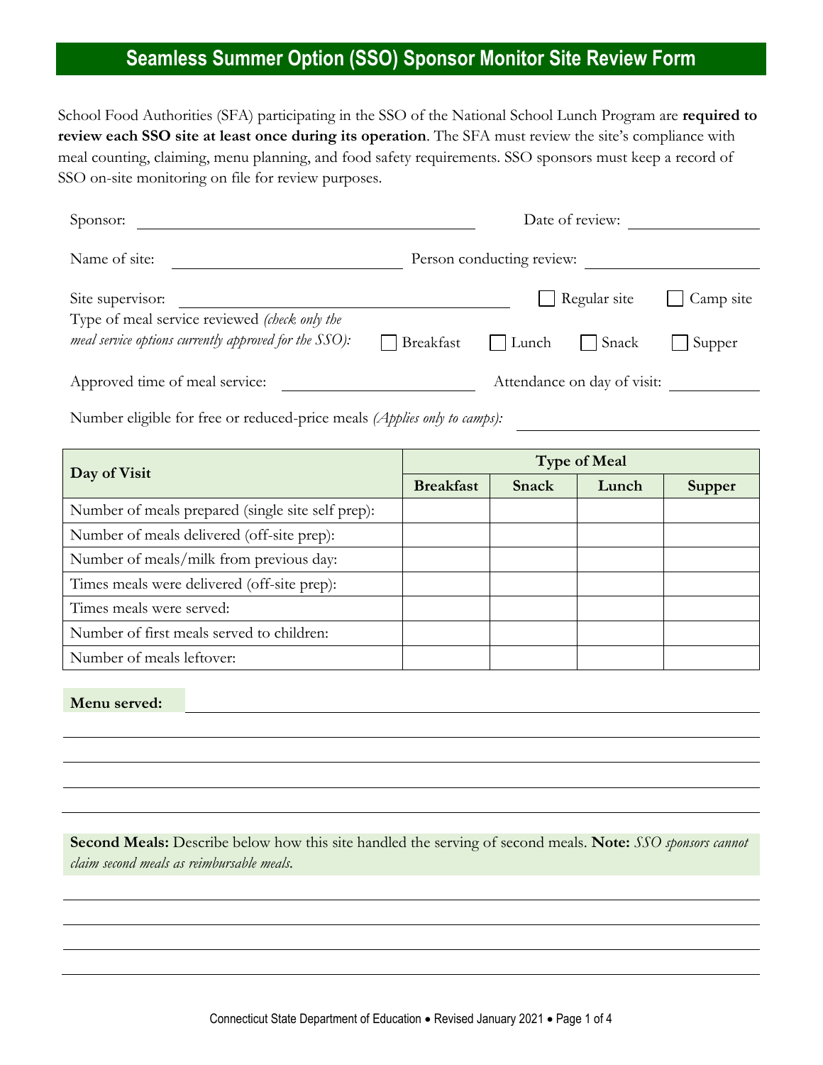# Seamless Summer Option (SSO) Sponsor Monitor Site Review Form

School Food Authorities (SFA) participating in the SSO of the National School Lunch Program are **required to review each SSO site at least once during its operation**. The SFA must review the site's compliance with meal counting, claiming, menu planning, and food safety requirements. SSO sponsors must keep a record of SSO on-site monitoring on file for review purposes.

Sponsor: ______________________________ Date of review: ______________

Name of site: ______________________ Person conducting review: ______________

Site supervisor: ______________________________ ☐ Regular site ☐ Camp site

Type of meal service reviewed *(check only the meal service options currently approved for the SSO):* ☐ Breakfast ☐ Lunch ☐ Snack ☐ Supper

Approved time of meal service: ______________ Attendance on day of visit: ________

Number eligible for free or reduced-price meals *(Applies only to camps):* ______________

| Day of Visit | Type of Meal | | | |
|---|---|---|---|---|
| | **Breakfast** | **Snack** | **Lunch** | **Supper** |
| Number of meals prepared (single site self prep): | | | | |
| Number of meals delivered (off-site prep): | | | | |
| Number of meals/milk from previous day: | | | | |
| Times meals were delivered (off-site prep): | | | | |
| Times meals were served: | | | | |
| Number of first meals served to children: | | | | |
| Number of meals leftover: | | | | |

**Menu served:** ______________________________

______________________________

______________________________

______________________________

______________________________

**Second Meals:** Describe below how this site handled the serving of second meals. **Note:** *SSO sponsors cannot claim second meals as reimbursable meals.*

______________________________

______________________________

______________________________

______________________________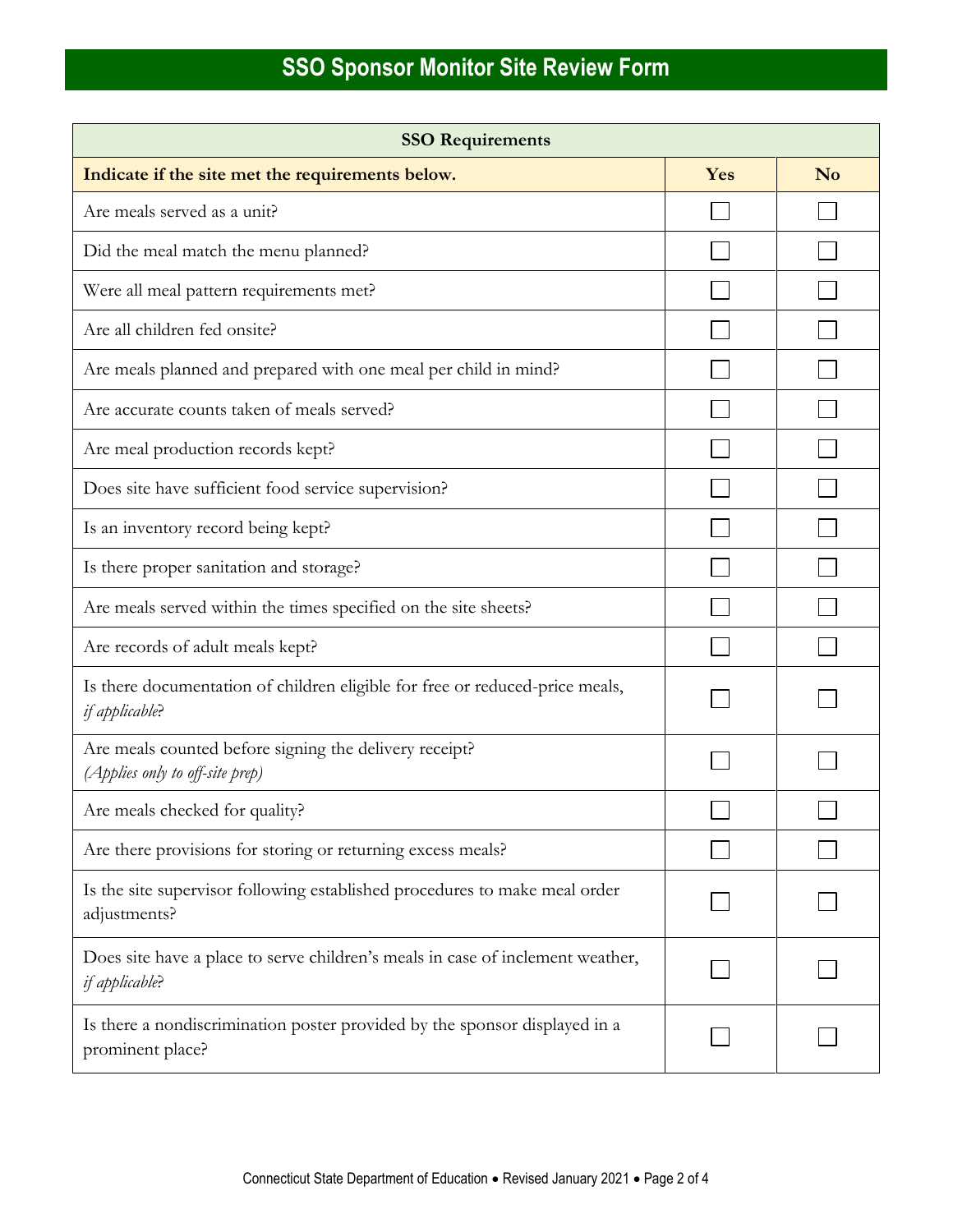# SSO Sponsor Monitor Site Review Form

| SSO Requirements | | |
|---|---|---|
| **Indicate if the site met the requirements below.** | **Yes** | **No** |
| Are meals served as a unit? | ☐ | ☐ |
| Did the meal match the menu planned? | ☐ | ☐ |
| Were all meal pattern requirements met? | ☐ | ☐ |
| Are all children fed onsite? | ☐ | ☐ |
| Are meals planned and prepared with one meal per child in mind? | ☐ | ☐ |
| Are accurate counts taken of meals served? | ☐ | ☐ |
| Are meal production records kept? | ☐ | ☐ |
| Does site have sufficient food service supervision? | ☐ | ☐ |
| Is an inventory record being kept? | ☐ | ☐ |
| Is there proper sanitation and storage? | ☐ | ☐ |
| Are meals served within the times specified on the site sheets? | ☐ | ☐ |
| Are records of adult meals kept? | ☐ | ☐ |
| Is there documentation of children eligible for free or reduced-price meals, *if applicable*? | ☐ | ☐ |
| Are meals counted before signing the delivery receipt? *(Applies only to off-site prep)* | ☐ | ☐ |
| Are meals checked for quality? | ☐ | ☐ |
| Are there provisions for storing or returning excess meals? | ☐ | ☐ |
| Is the site supervisor following established procedures to make meal order adjustments? | ☐ | ☐ |
| Does site have a place to serve children's meals in case of inclement weather, *if applicable*? | ☐ | ☐ |
| Is there a nondiscrimination poster provided by the sponsor displayed in a prominent place? | ☐ | ☐ |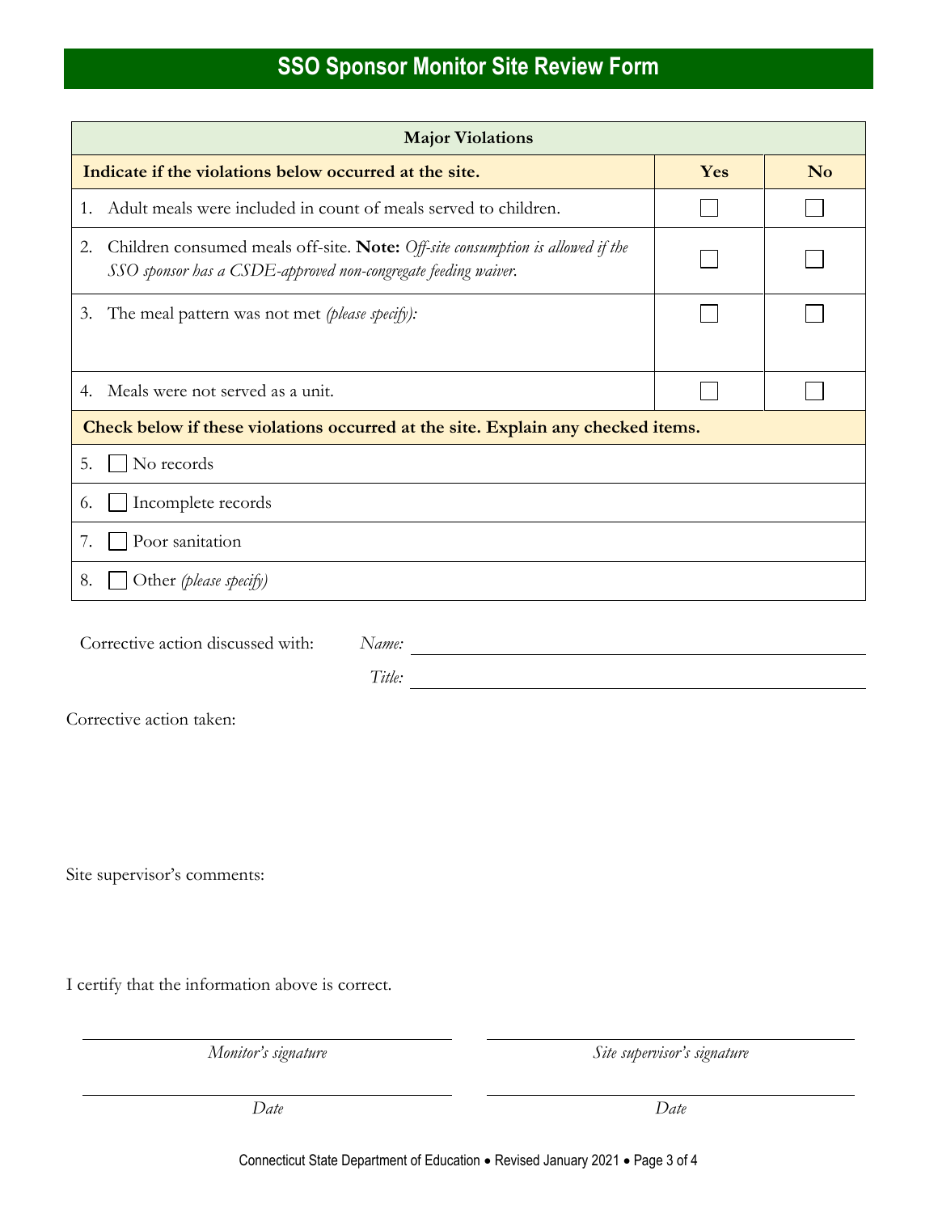# SSO Sponsor Monitor Site Review Form

| Major Violations | | |
|---|---|---|
| **Indicate if the violations below occurred at the site.** | **Yes** | **No** |
| 1. Adult meals were included in count of meals served to children. | ☐ | ☐ |
| 2. Children consumed meals off-site. **Note:** *Off-site consumption is allowed if the SSO sponsor has a CSDE-approved non-congregate feeding waiver.* | ☐ | ☐ |
| 3. The meal pattern was not met *(please specify):* | ☐ | ☐ |
| 4. Meals were not served as a unit. | ☐ | ☐ |
| **Check below if these violations occurred at the site. Explain any checked items.** | | |
| 5. ☐ No records | | |
| 6. ☐ Incomplete records | | |
| 7. ☐ Poor sanitation | | |
| 8. ☐ Other *(please specify)* | | |

Corrective action discussed with: *Name:* ______________________________

*Title:* ______________________________

Corrective action taken:

Site supervisor's comments:

I certify that the information above is correct.

______________________________ ______________________________

*Monitor's signature* *Site supervisor's signature*

______________________________ ______________________________

*Date* *Date*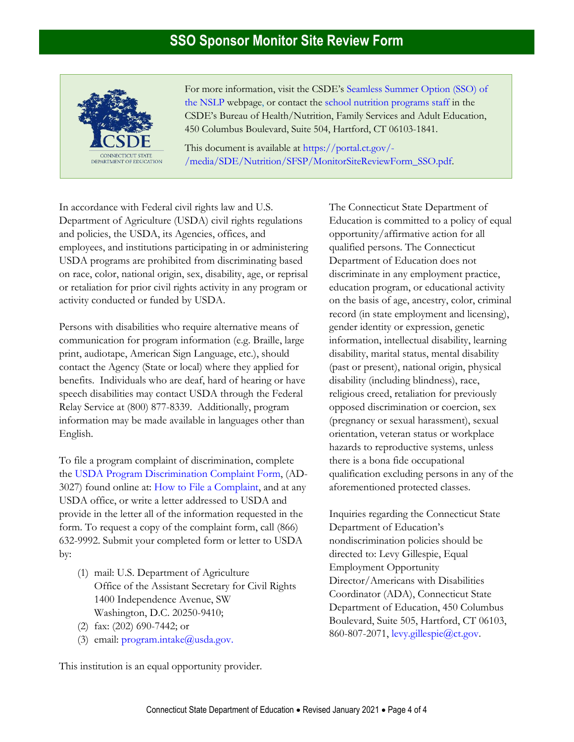# SSO Sponsor Monitor Site Review Form

For more information, visit the CSDE's Seamless Summer Option (SSO) of the NSLP webpage, or contact the school nutrition programs staff in the CSDE's Bureau of Health/Nutrition, Family Services and Adult Education, 450 Columbus Boulevard, Suite 504, Hartford, CT 06103-1841.

This document is available at https://portal.ct.gov/-/media/SDE/Nutrition/SFSP/MonitorSiteReviewForm_SSO.pdf.

In accordance with Federal civil rights law and U.S. Department of Agriculture (USDA) civil rights regulations and policies, the USDA, its Agencies, offices, and employees, and institutions participating in or administering USDA programs are prohibited from discriminating based on race, color, national origin, sex, disability, age, or reprisal or retaliation for prior civil rights activity in any program or activity conducted or funded by USDA.

Persons with disabilities who require alternative means of communication for program information (e.g. Braille, large print, audiotape, American Sign Language, etc.), should contact the Agency (State or local) where they applied for benefits. Individuals who are deaf, hard of hearing or have speech disabilities may contact USDA through the Federal Relay Service at (800) 877-8339. Additionally, program information may be made available in languages other than English.

To file a program complaint of discrimination, complete the USDA Program Discrimination Complaint Form, (AD-3027) found online at: How to File a Complaint, and at any USDA office, or write a letter addressed to USDA and provide in the letter all of the information requested in the form. To request a copy of the complaint form, call (866) 632-9992. Submit your completed form or letter to USDA by:

(1) mail: U.S. Department of Agriculture
Office of the Assistant Secretary for Civil Rights
1400 Independence Avenue, SW
Washington, D.C. 20250-9410;
(2) fax: (202) 690-7442; or
(3) email: program.intake@usda.gov.

This institution is an equal opportunity provider.

The Connecticut State Department of Education is committed to a policy of equal opportunity/affirmative action for all qualified persons. The Connecticut Department of Education does not discriminate in any employment practice, education program, or educational activity on the basis of age, ancestry, color, criminal record (in state employment and licensing), gender identity or expression, genetic information, intellectual disability, learning disability, marital status, mental disability (past or present), national origin, physical disability (including blindness), race, religious creed, retaliation for previously opposed discrimination or coercion, sex (pregnancy or sexual harassment), sexual orientation, veteran status or workplace hazards to reproductive systems, unless there is a bona fide occupational qualification excluding persons in any of the aforementioned protected classes.

Inquiries regarding the Connecticut State Department of Education's nondiscrimination policies should be directed to: Levy Gillespie, Equal Employment Opportunity Director/Americans with Disabilities Coordinator (ADA), Connecticut State Department of Education, 450 Columbus Boulevard, Suite 505, Hartford, CT 06103, 860-807-2071, levy.gillespie@ct.gov.